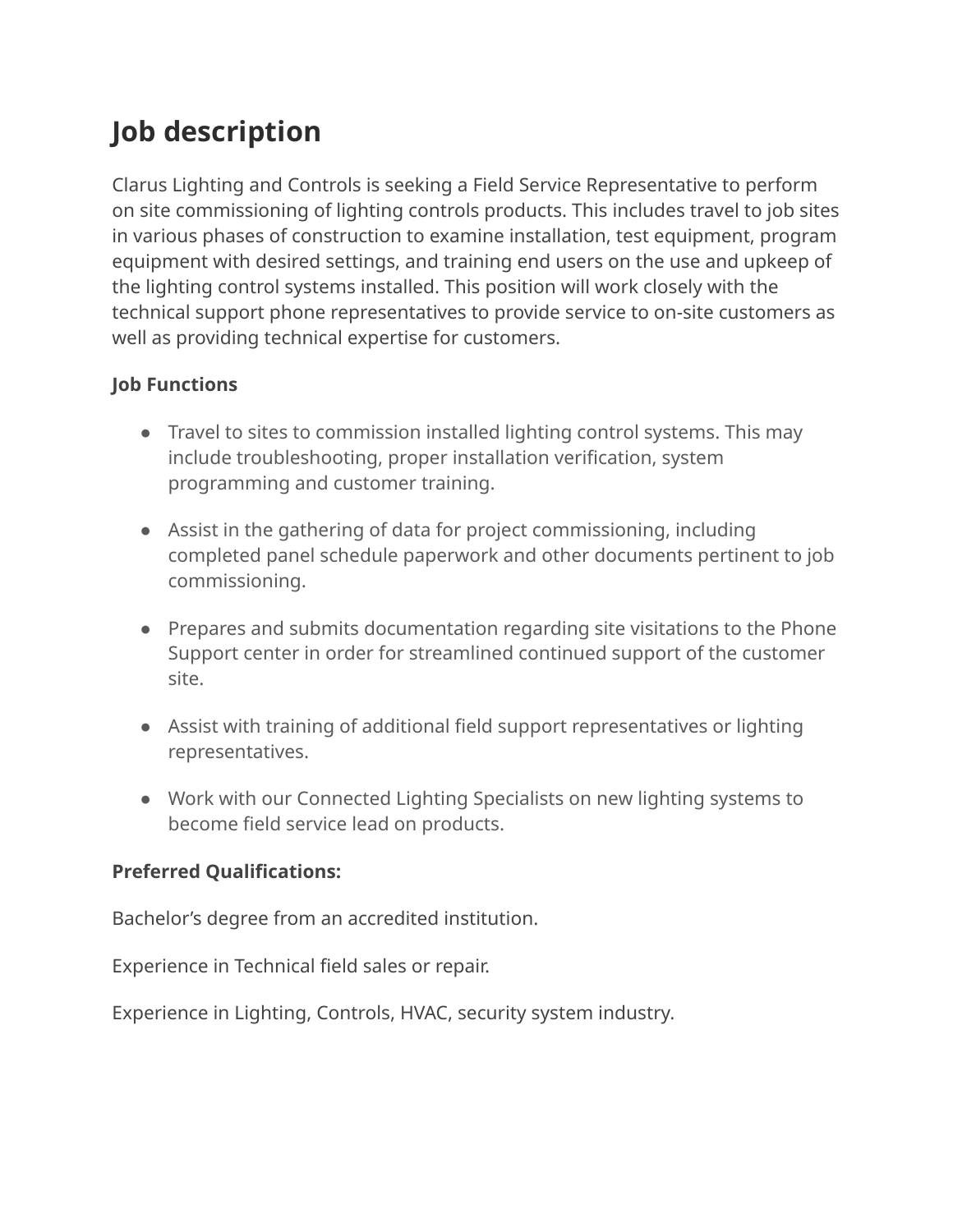# Job description

Clarus Lighting and Controls is seeking a Field Service Representative to perform on site commissioning of lighting controls products. This includes travel to job sites in various phases of construction to examine installation, test equipment, program equipment with desired settings, and training end users on the use and upkeep of the lighting control systems installed. This position will work closely with the technical support phone representatives to provide service to on-site customers as well as providing technical expertise for customers.

**Job Functions**

- Travel to sites to commission installed lighting control systems. This may include troubleshooting, proper installation verification, system programming and customer training.
- Assist in the gathering of data for project commissioning, including completed panel schedule paperwork and other documents pertinent to job commissioning.
- Prepares and submits documentation regarding site visitations to the Phone Support center in order for streamlined continued support of the customer site.
- Assist with training of additional field support representatives or lighting representatives.
- Work with our Connected Lighting Specialists on new lighting systems to become field service lead on products.

**Preferred Qualifications:**

Bachelor’s degree from an accredited institution.

Experience in Technical field sales or repair.

Experience in Lighting, Controls, HVAC, security system industry.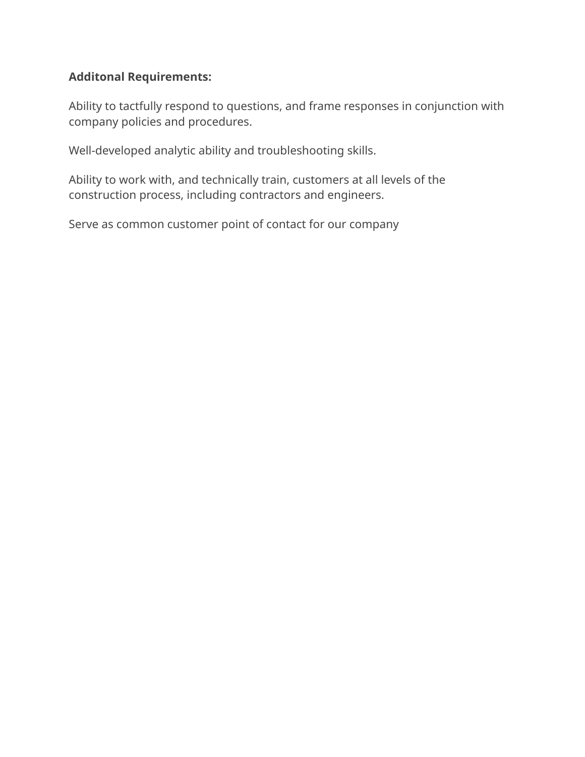**Additonal Requirements:**

Ability to tactfully respond to questions, and frame responses in conjunction with company policies and procedures.

Well-developed analytic ability and troubleshooting skills.

Ability to work with, and technically train, customers at all levels of the construction process, including contractors and engineers.

Serve as common customer point of contact for our company